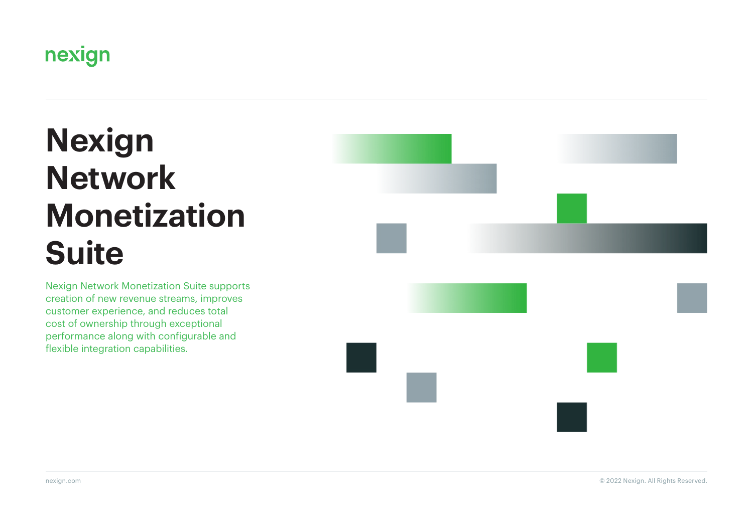nexign

# Nexign Network Monetization Suite

Nexign Network Monetization Suite supports creation of new revenue streams, improves customer experience, and reduces total cost of ownership through exceptional performance along with configurable and flexible integration capabilities.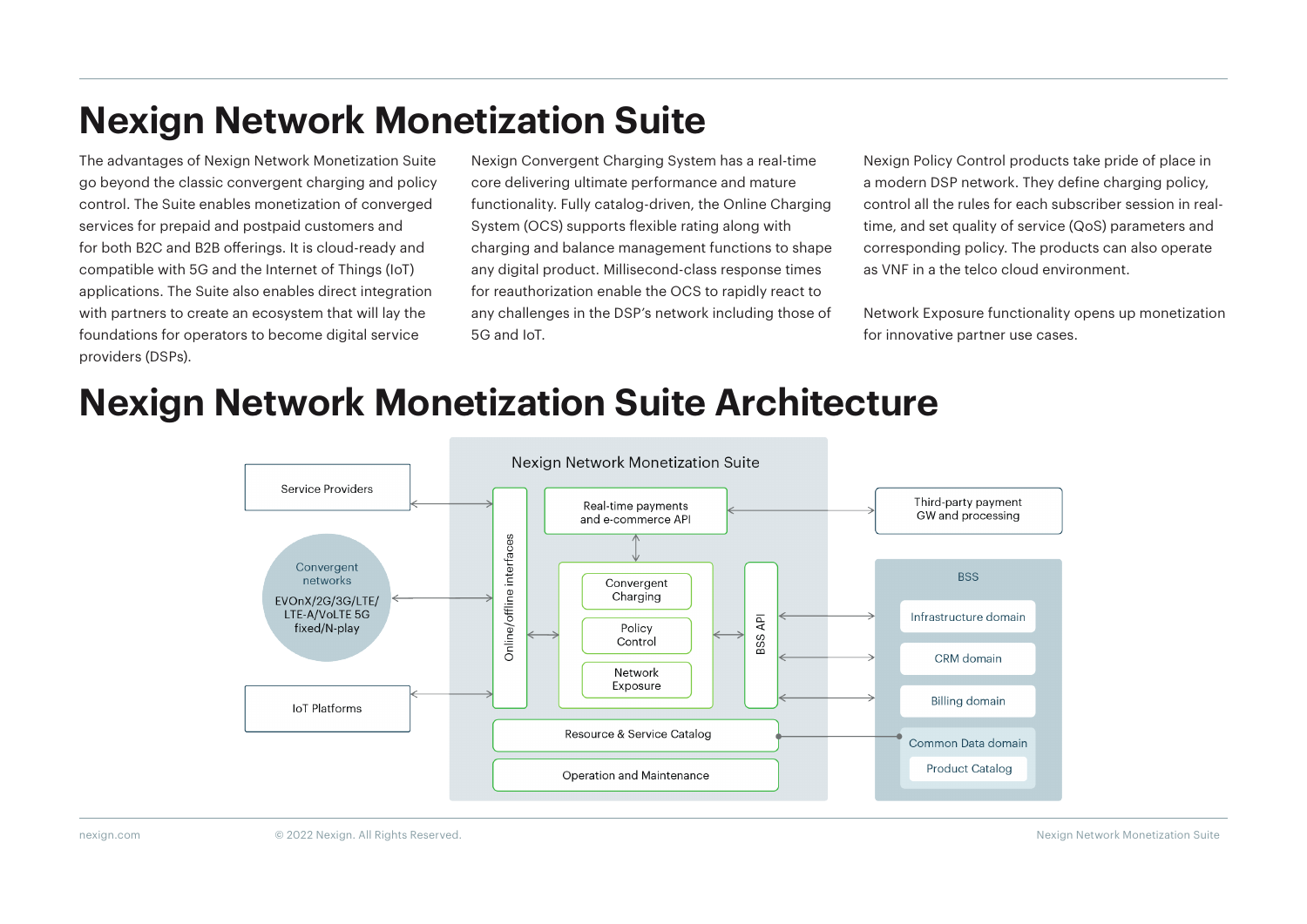# Nexign Network Monetization Suite

The advantages of Nexign Network Monetization Suite go beyond the classic convergent charging and policy control. The Suite enables monetization of converged services for prepaid and postpaid customers and for both B2C and B2B offerings. It is cloud-ready and compatible with 5G and the Internet of Things (IoT) applications. The Suite also enables direct integration with partners to create an ecosystem that will lay the foundations for operators to become digital service providers (DSPs).

Nexign Convergent Charging System has a real-time core delivering ultimate performance and mature functionality. Fully catalog-driven, the Online Charging System (OCS) supports flexible rating along with charging and balance management functions to shape any digital product. Millisecond-class response times for reauthorization enable the OCS to rapidly react to any challenges in the DSP's network including those of 5G and IoT.

Nexign Policy Control products take pride of place in a modern DSP network. They define charging policy, control all the rules for each subscriber session in real-time, and set quality of service (QoS) parameters and corresponding policy. The products can also operate as VNF in a the telco cloud environment.

Network Exposure functionality opens up monetization for innovative partner use cases.

# Nexign Network Monetization Suite Architecture

Service Providers

Convergent networks
EVOnX/2G/3G/LTE/ LTE-A/VoLTE 5G fixed/N-play

IoT Platforms

Nexign Network Monetization Suite

Online/offline interfaces

Real-time payments and e-commerce API

Convergent Charging

Policy Control

Network Exposure

BSS API

Resource & Service Catalog

Operation and Maintenance

Third-party payment GW and processing

BSS

Infrastructure domain

CRM domain

Billing domain

Common Data domain

Product Catalog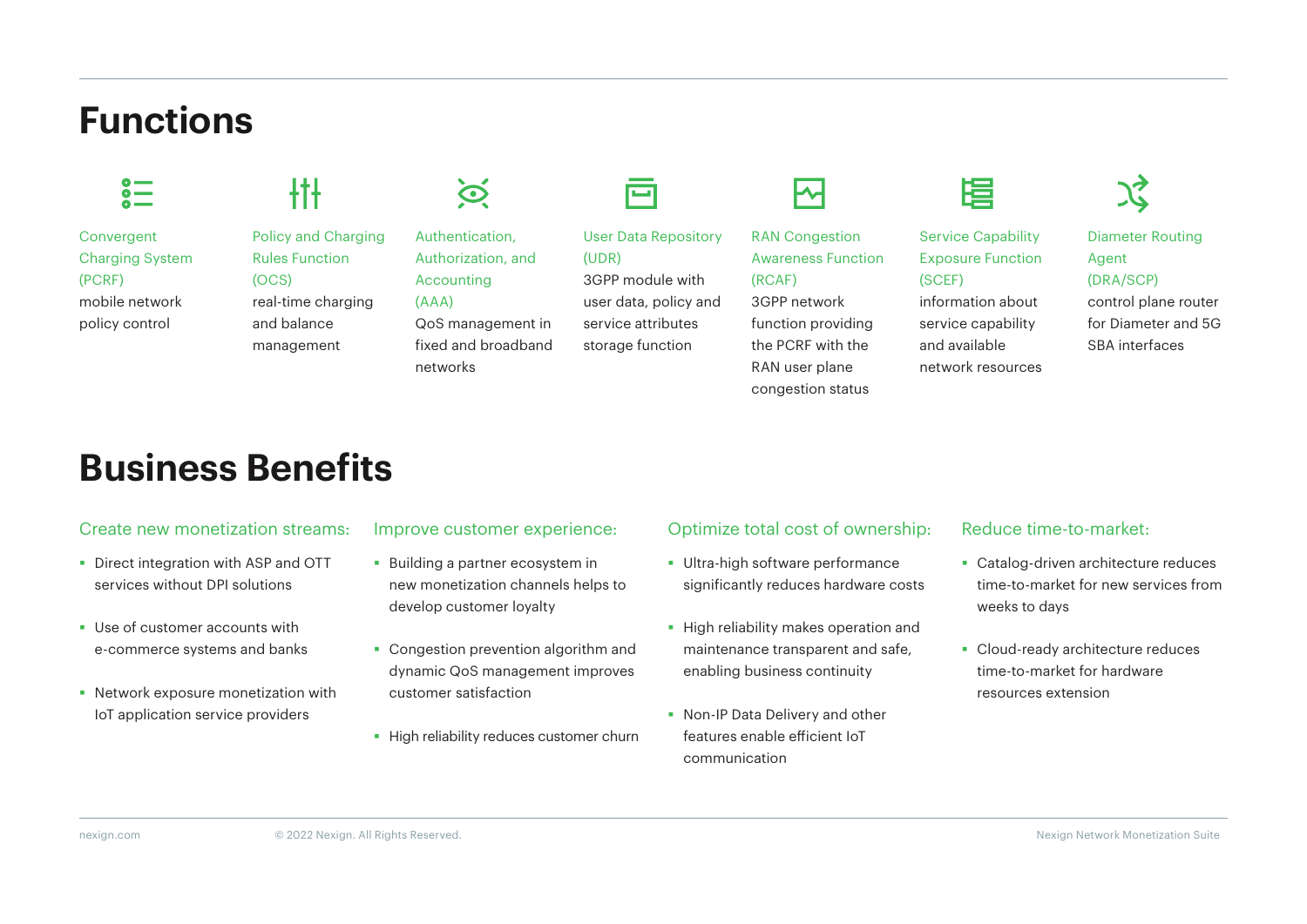# Functions

**Convergent Charging System (PCRF)**
mobile network policy control

**Policy and Charging Rules Function (OCS)**
real-time charging and balance management

**Authentication, Authorization, and Accounting (AAA)**
QoS management in fixed and broadband networks

**User Data Repository (UDR)**
3GPP module with user data, policy and service attributes storage function

**RAN Congestion Awareness Function (RCAF)**
3GPP network function providing the PCRF with the RAN user plane congestion status

**Service Capability Exposure Function (SCEF)**
information about service capability and available network resources

**Diameter Routing Agent (DRA/SCP)**
control plane router for Diameter and 5G SBA interfaces

# Business Benefits

### Create new monetization streams:

- Direct integration with ASP and OTT services without DPI solutions
- Use of customer accounts with e-commerce systems and banks
- Network exposure monetization with IoT application service providers

### Improve customer experience:

- Building a partner ecosystem in new monetization channels helps to develop customer loyalty
- Congestion prevention algorithm and dynamic QoS management improves customer satisfaction
- High reliability reduces customer churn

### Optimize total cost of ownership:

- Ultra-high software performance significantly reduces hardware costs
- High reliability makes operation and maintenance transparent and safe, enabling business continuity
- Non-IP Data Delivery and other features enable efficient IoT communication

### Reduce time-to-market:

- Catalog-driven architecture reduces time-to-market for new services from weeks to days
- Cloud-ready architecture reduces time-to-market for hardware resources extension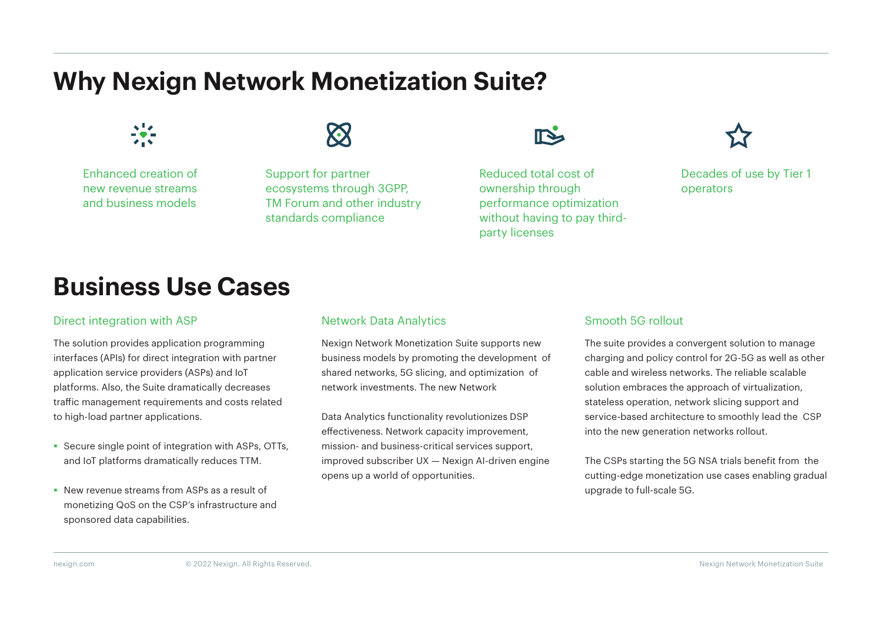# Why Nexign Network Monetization Suite?

- Enhanced creation of new revenue streams and business models
- Support for partner ecosystems through 3GPP, TM Forum and other industry standards compliance
- Reduced total cost of ownership through performance optimization without having to pay third-party licenses
- Decades of use by Tier 1 operators

# Business Use Cases

## Direct integration with ASP

The solution provides application programming interfaces (APIs) for direct integration with partner application service providers (ASPs) and IoT platforms. Also, the Suite dramatically decreases traffic management requirements and costs related to high-load partner applications.

- Secure single point of integration with ASPs, OTTs, and IoT platforms dramatically reduces TTM.
- New revenue streams from ASPs as a result of monetizing QoS on the CSP's infrastructure and sponsored data capabilities.

## Network Data Analytics

Nexign Network Monetization Suite supports new business models by promoting the development of shared networks, 5G slicing, and optimization of network investments. The new Network

Data Analytics functionality revolutionizes DSP effectiveness. Network capacity improvement, mission- and business-critical services support, improved subscriber UX — Nexign AI-driven engine opens up a world of opportunities.

## Smooth 5G rollout

The suite provides a convergent solution to manage charging and policy control for 2G-5G as well as other cable and wireless networks. The reliable scalable solution embraces the approach of virtualization, stateless operation, network slicing support and service-based architecture to smoothly lead the CSP into the new generation networks rollout.

The CSPs starting the 5G NSA trials benefit from the cutting-edge monetization use cases enabling gradual upgrade to full-scale 5G.